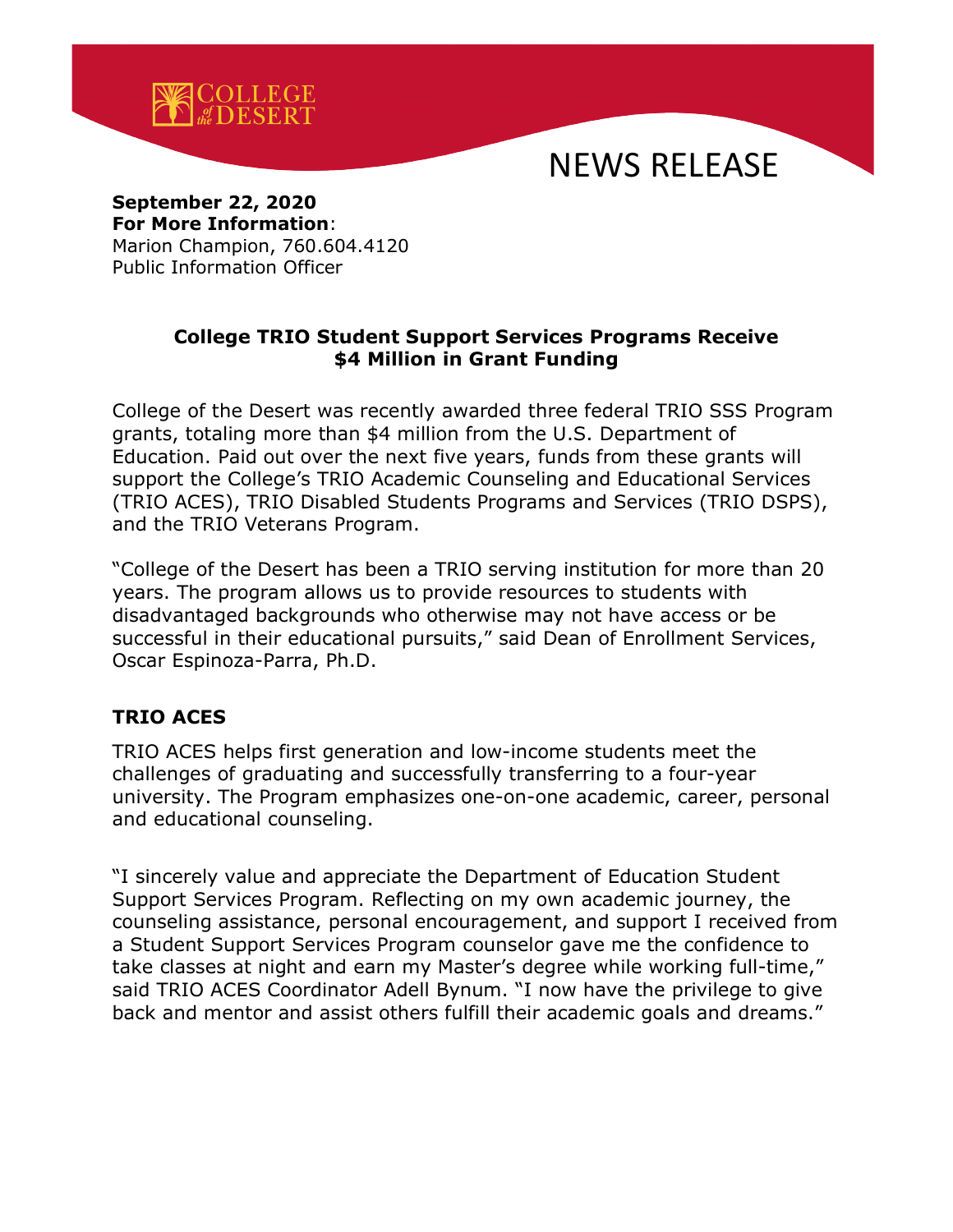NEWS RELEASE

**September 22, 2020**
**For More Information**:
Marion Champion, 760.604.4120
Public Information Officer

## College TRIO Student Support Services Programs Receive $4 Million in Grant Funding

College of the Desert was recently awarded three federal TRIO SSS Program grants, totaling more than $4 million from the U.S. Department of Education. Paid out over the next five years, funds from these grants will support the College's TRIO Academic Counseling and Educational Services (TRIO ACES), TRIO Disabled Students Programs and Services (TRIO DSPS), and the TRIO Veterans Program.

"College of the Desert has been a TRIO serving institution for more than 20 years. The program allows us to provide resources to students with disadvantaged backgrounds who otherwise may not have access or be successful in their educational pursuits," said Dean of Enrollment Services, Oscar Espinoza-Parra, Ph.D.

### TRIO ACES

TRIO ACES helps first generation and low-income students meet the challenges of graduating and successfully transferring to a four-year university. The Program emphasizes one-on-one academic, career, personal and educational counseling.

"I sincerely value and appreciate the Department of Education Student Support Services Program. Reflecting on my own academic journey, the counseling assistance, personal encouragement, and support I received from a Student Support Services Program counselor gave me the confidence to take classes at night and earn my Master's degree while working full-time," said TRIO ACES Coordinator Adell Bynum. "I now have the privilege to give back and mentor and assist others fulfill their academic goals and dreams."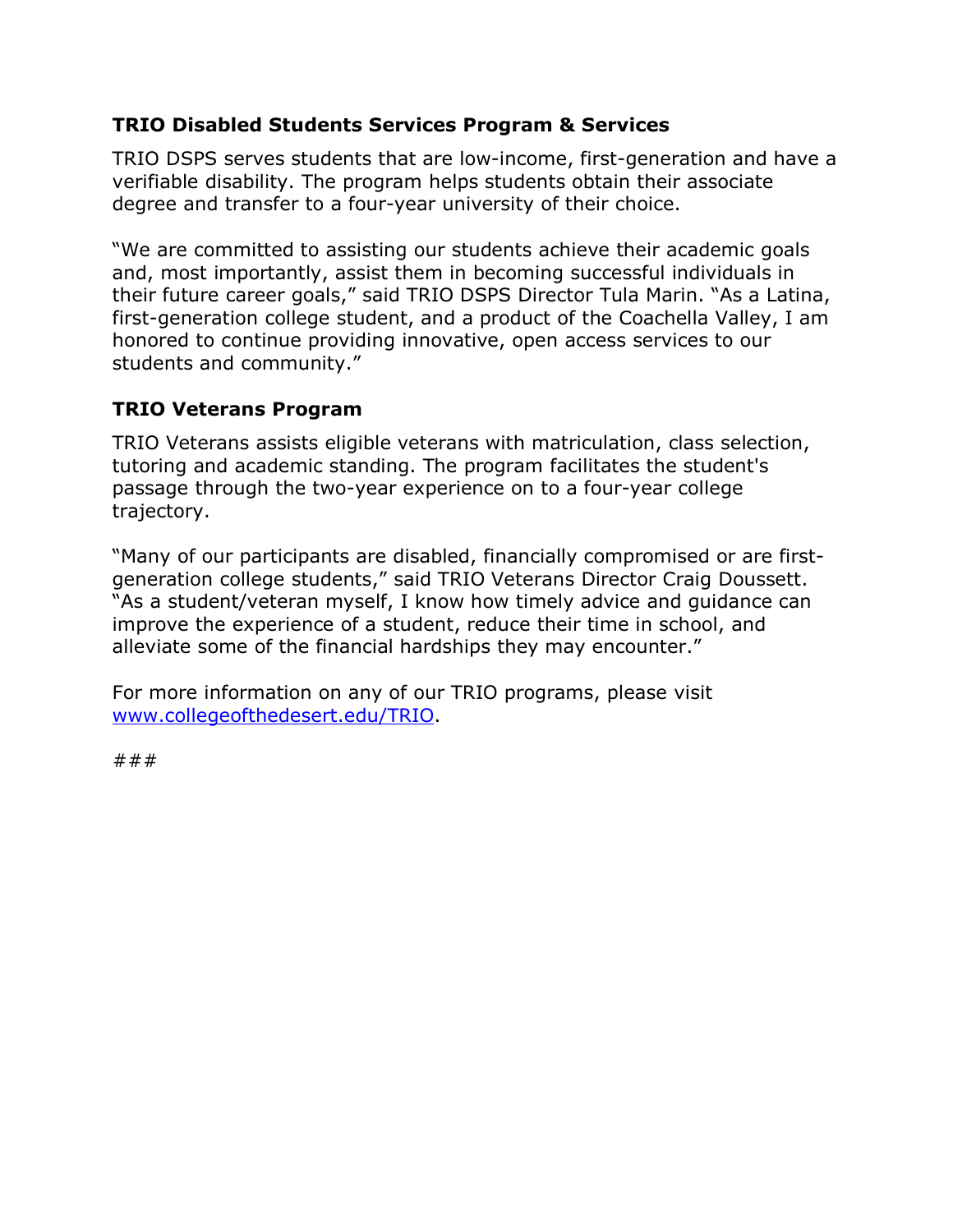**TRIO Disabled Students Services Program & Services**

TRIO DSPS serves students that are low-income, first-generation and have a verifiable disability. The program helps students obtain their associate degree and transfer to a four-year university of their choice.

"We are committed to assisting our students achieve their academic goals and, most importantly, assist them in becoming successful individuals in their future career goals," said TRIO DSPS Director Tula Marin. "As a Latina, first-generation college student, and a product of the Coachella Valley, I am honored to continue providing innovative, open access services to our students and community."

**TRIO Veterans Program**

TRIO Veterans assists eligible veterans with matriculation, class selection, tutoring and academic standing. The program facilitates the student's passage through the two-year experience on to a four-year college trajectory.

"Many of our participants are disabled, financially compromised or are first-generation college students," said TRIO Veterans Director Craig Doussett. "As a student/veteran myself, I know how timely advice and guidance can improve the experience of a student, reduce their time in school, and alleviate some of the financial hardships they may encounter."

For more information on any of our TRIO programs, please visit [www.collegeofthedesert.edu/TRIO](http://www.collegeofthedesert.edu/TRIO).

###